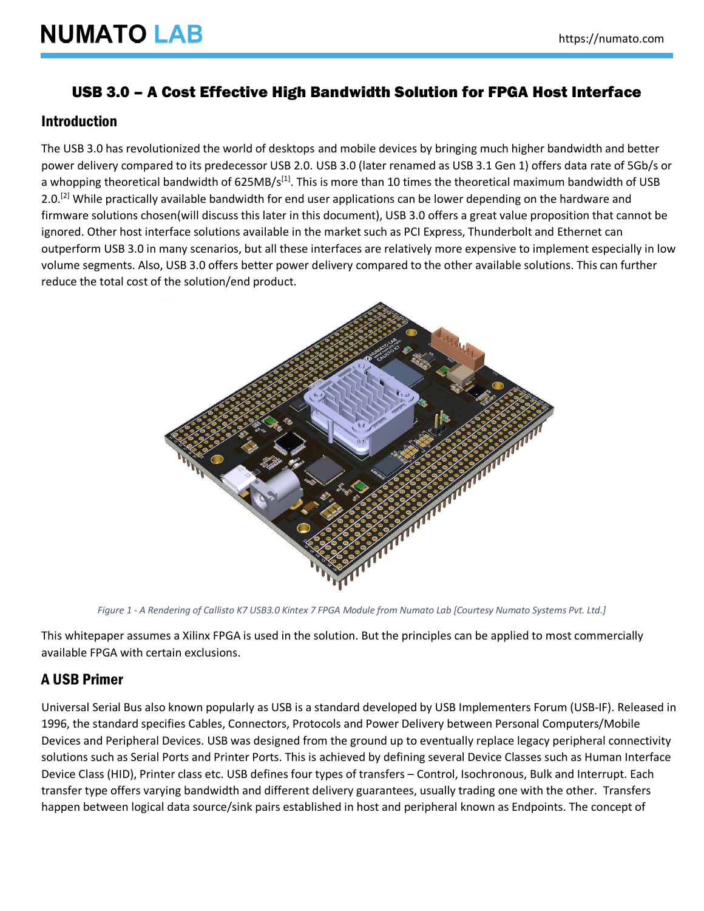# USB 3.0 – A Cost Effective High Bandwidth Solution for FPGA Host Interface

## Introduction

The USB 3.0 has revolutionized the world of desktops and mobile devices by bringing much higher bandwidth and better power delivery compared to its predecessor USB 2.0. USB 3.0 (later renamed as USB 3.1 Gen 1) offers data rate of 5Gb/s or a whopping theoretical bandwidth of 625MB/s[1]. This is more than 10 times the theoretical maximum bandwidth of USB 2.0.[2] While practically available bandwidth for end user applications can be lower depending on the hardware and firmware solutions chosen(will discuss this later in this document), USB 3.0 offers a great value proposition that cannot be ignored. Other host interface solutions available in the market such as PCI Express, Thunderbolt and Ethernet can outperform USB 3.0 in many scenarios, but all these interfaces are relatively more expensive to implement especially in low volume segments. Also, USB 3.0 offers better power delivery compared to the other available solutions. This can further reduce the total cost of the solution/end product.

*Figure 1 - A Rendering of Callisto K7 USB3.0 Kintex 7 FPGA Module from Numato Lab [Courtesy Numato Systems Pvt. Ltd.]*

This whitepaper assumes a Xilinx FPGA is used in the solution. But the principles can be applied to most commercially available FPGA with certain exclusions.

## A USB Primer

Universal Serial Bus also known popularly as USB is a standard developed by USB Implementers Forum (USB-IF). Released in 1996, the standard specifies Cables, Connectors, Protocols and Power Delivery between Personal Computers/Mobile Devices and Peripheral Devices. USB was designed from the ground up to eventually replace legacy peripheral connectivity solutions such as Serial Ports and Printer Ports. This is achieved by defining several Device Classes such as Human Interface Device Class (HID), Printer class etc. USB defines four types of transfers – Control, Isochronous, Bulk and Interrupt. Each transfer type offers varying bandwidth and different delivery guarantees, usually trading one with the other. Transfers happen between logical data source/sink pairs established in host and peripheral known as Endpoints. The concept of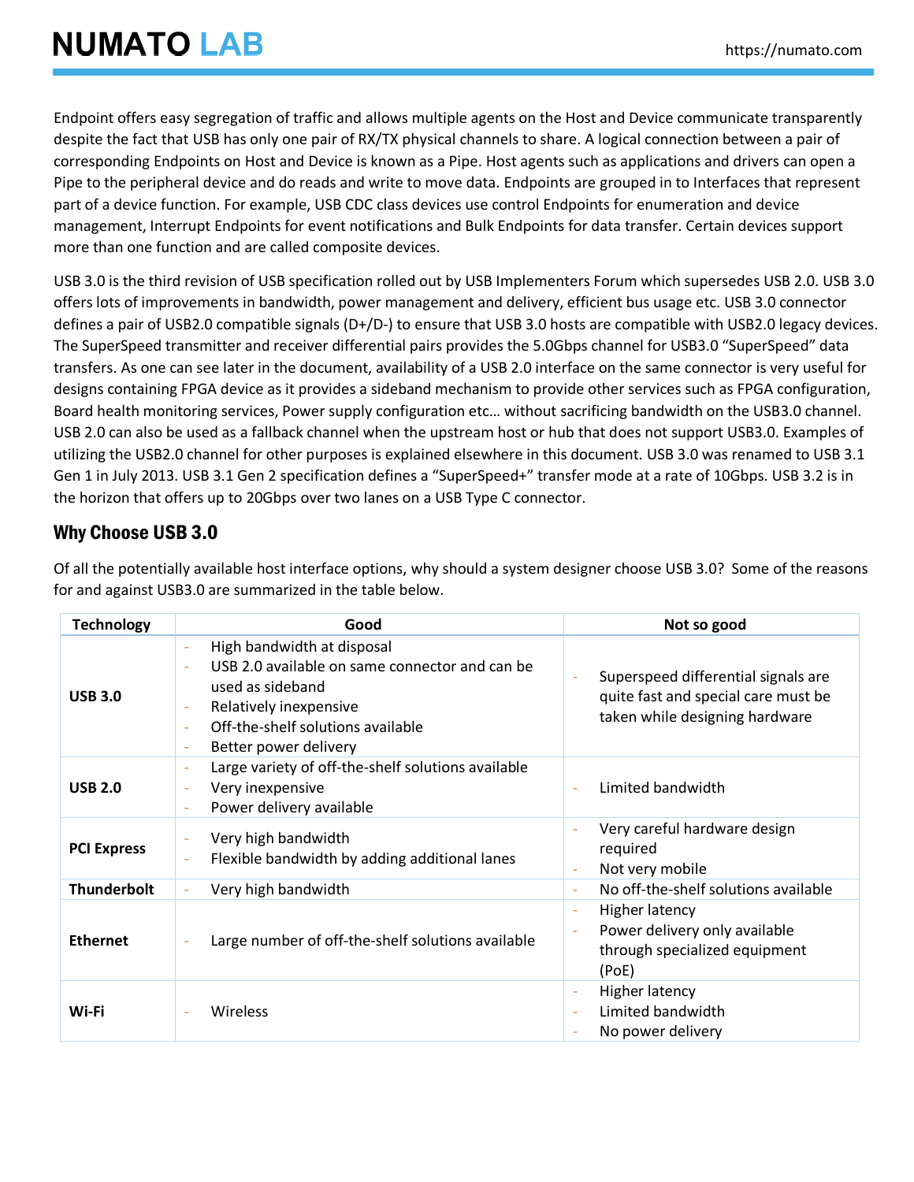Endpoint offers easy segregation of traffic and allows multiple agents on the Host and Device communicate transparently despite the fact that USB has only one pair of RX/TX physical channels to share. A logical connection between a pair of corresponding Endpoints on Host and Device is known as a Pipe. Host agents such as applications and drivers can open a Pipe to the peripheral device and do reads and write to move data. Endpoints are grouped in to Interfaces that represent part of a device function. For example, USB CDC class devices use control Endpoints for enumeration and device management, Interrupt Endpoints for event notifications and Bulk Endpoints for data transfer. Certain devices support more than one function and are called composite devices.

USB 3.0 is the third revision of USB specification rolled out by USB Implementers Forum which supersedes USB 2.0. USB 3.0 offers lots of improvements in bandwidth, power management and delivery, efficient bus usage etc. USB 3.0 connector defines a pair of USB2.0 compatible signals (D+/D-) to ensure that USB 3.0 hosts are compatible with USB2.0 legacy devices. The SuperSpeed transmitter and receiver differential pairs provides the 5.0Gbps channel for USB3.0 "SuperSpeed" data transfers. As one can see later in the document, availability of a USB 2.0 interface on the same connector is very useful for designs containing FPGA device as it provides a sideband mechanism to provide other services such as FPGA configuration, Board health monitoring services, Power supply configuration etc… without sacrificing bandwidth on the USB3.0 channel. USB 2.0 can also be used as a fallback channel when the upstream host or hub that does not support USB3.0. Examples of utilizing the USB2.0 channel for other purposes is explained elsewhere in this document. USB 3.0 was renamed to USB 3.1 Gen 1 in July 2013. USB 3.1 Gen 2 specification defines a "SuperSpeed+" transfer mode at a rate of 10Gbps. USB 3.2 is in the horizon that offers up to 20Gbps over two lanes on a USB Type C connector.

## Why Choose USB 3.0

Of all the potentially available host interface options, why should a system designer choose USB 3.0? Some of the reasons for and against USB3.0 are summarized in the table below.

| Technology | Good | Not so good |
|---|---|---|
| **USB 3.0** | - High bandwidth at disposal<br>- USB 2.0 available on same connector and can be used as sideband<br>- Relatively inexpensive<br>- Off-the-shelf solutions available<br>- Better power delivery | - Superspeed differential signals are quite fast and special care must be taken while designing hardware |
| **USB 2.0** | - Large variety of off-the-shelf solutions available<br>- Very inexpensive<br>- Power delivery available | - Limited bandwidth |
| **PCI Express** | - Very high bandwidth<br>- Flexible bandwidth by adding additional lanes | - Very careful hardware design required<br>- Not very mobile |
| **Thunderbolt** | - Very high bandwidth | - No off-the-shelf solutions available |
| **Ethernet** | - Large number of off-the-shelf solutions available | - Higher latency<br>- Power delivery only available through specialized equipment (PoE) |
| **Wi-Fi** | - Wireless | - Higher latency<br>- Limited bandwidth<br>- No power delivery |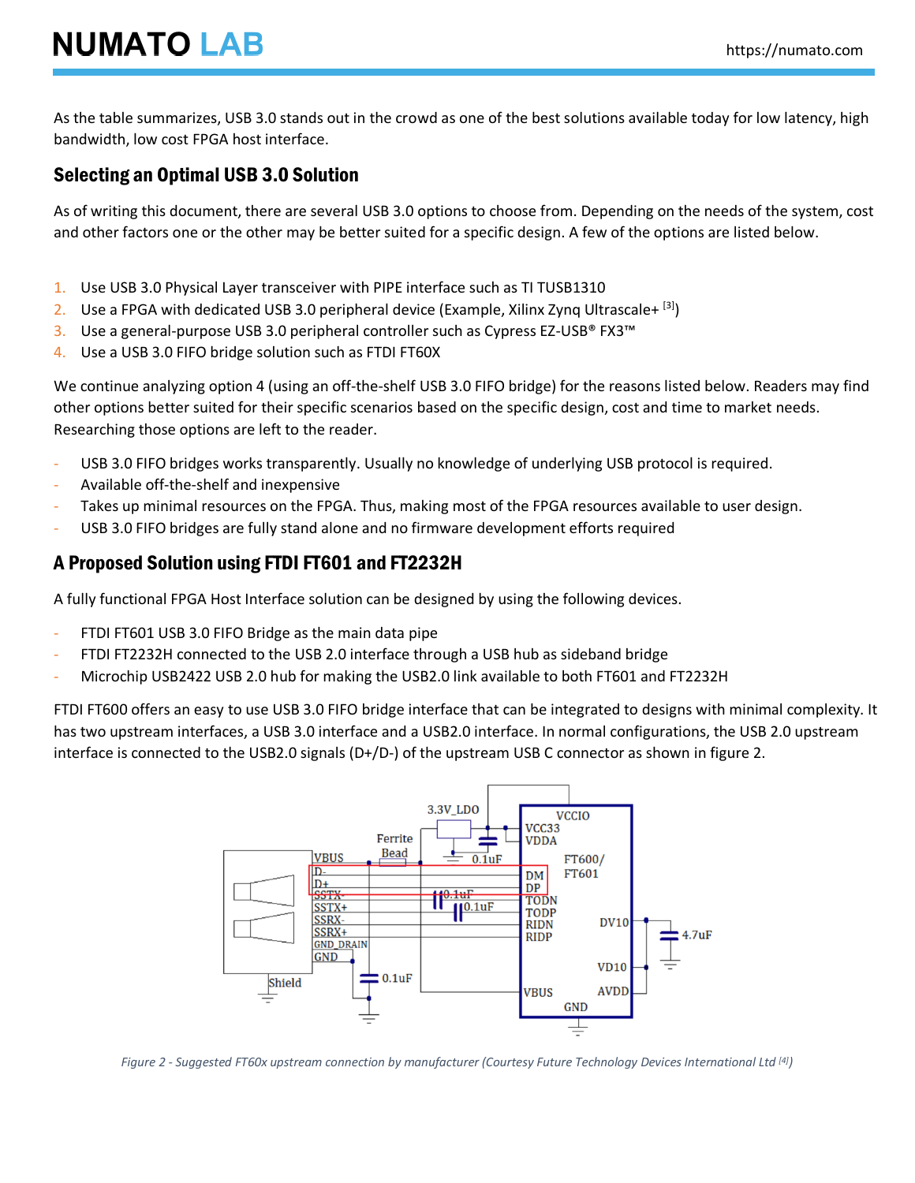As the table summarizes, USB 3.0 stands out in the crowd as one of the best solutions available today for low latency, high bandwidth, low cost FPGA host interface.

## Selecting an Optimal USB 3.0 Solution

As of writing this document, there are several USB 3.0 options to choose from. Depending on the needs of the system, cost and other factors one or the other may be better suited for a specific design. A few of the options are listed below.

1. Use USB 3.0 Physical Layer transceiver with PIPE interface such as TI TUSB1310
2. Use a FPGA with dedicated USB 3.0 peripheral device (Example, Xilinx Zynq Ultrascale+ [3])
3. Use a general-purpose USB 3.0 peripheral controller such as Cypress EZ-USB® FX3™
4. Use a USB 3.0 FIFO bridge solution such as FTDI FT60X

We continue analyzing option 4 (using an off-the-shelf USB 3.0 FIFO bridge) for the reasons listed below. Readers may find other options better suited for their specific scenarios based on the specific design, cost and time to market needs. Researching those options are left to the reader.

- USB 3.0 FIFO bridges works transparently. Usually no knowledge of underlying USB protocol is required.
- Available off-the-shelf and inexpensive
- Takes up minimal resources on the FPGA. Thus, making most of the FPGA resources available to user design.
- USB 3.0 FIFO bridges are fully stand alone and no firmware development efforts required

## A Proposed Solution using FTDI FT601 and FT2232H

A fully functional FPGA Host Interface solution can be designed by using the following devices.

- FTDI FT601 USB 3.0 FIFO Bridge as the main data pipe
- FTDI FT2232H connected to the USB 2.0 interface through a USB hub as sideband bridge
- Microchip USB2422 USB 2.0 hub for making the USB2.0 link available to both FT601 and FT2232H

FTDI FT600 offers an easy to use USB 3.0 FIFO bridge interface that can be integrated to designs with minimal complexity. It has two upstream interfaces, a USB 3.0 interface and a USB2.0 interface. In normal configurations, the USB 2.0 upstream interface is connected to the USB2.0 signals (D+/D-) of the upstream USB C connector as shown in figure 2.

*Figure 2 - Suggested FT60x upstream connection by manufacturer (Courtesy Future Technology Devices International Ltd [4])*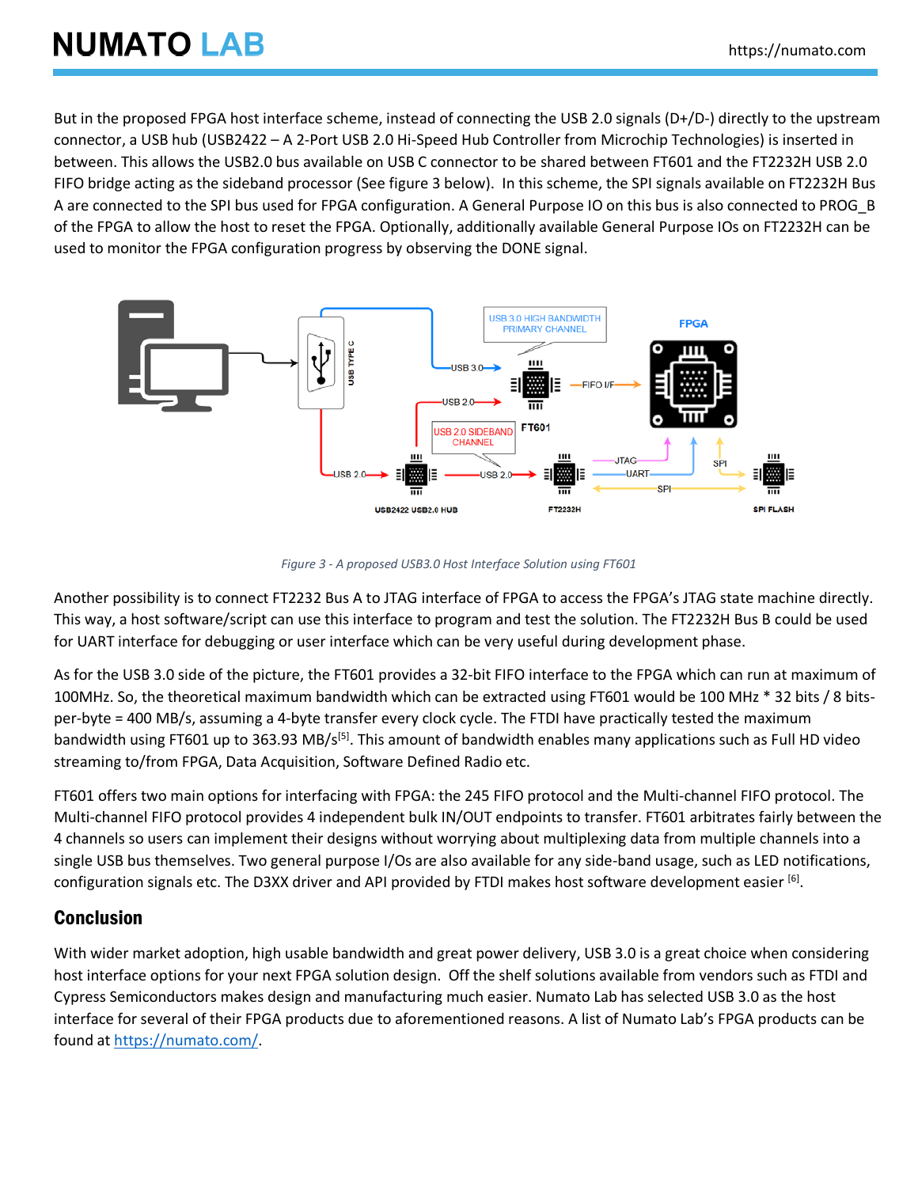But in the proposed FPGA host interface scheme, instead of connecting the USB 2.0 signals (D+/D-) directly to the upstream connector, a USB hub (USB2422 – A 2-Port USB 2.0 Hi-Speed Hub Controller from Microchip Technologies) is inserted in between. This allows the USB2.0 bus available on USB C connector to be shared between FT601 and the FT2232H USB 2.0 FIFO bridge acting as the sideband processor (See figure 3 below). In this scheme, the SPI signals available on FT2232H Bus A are connected to the SPI bus used for FPGA configuration. A General Purpose IO on this bus is also connected to PROG_B of the FPGA to allow the host to reset the FPGA. Optionally, additionally available General Purpose IOs on FT2232H can be used to monitor the FPGA configuration progress by observing the DONE signal.

*Figure 3 - A proposed USB3.0 Host Interface Solution using FT601*

Another possibility is to connect FT2232 Bus A to JTAG interface of FPGA to access the FPGA's JTAG state machine directly. This way, a host software/script can use this interface to program and test the solution. The FT2232H Bus B could be used for UART interface for debugging or user interface which can be very useful during development phase.

As for the USB 3.0 side of the picture, the FT601 provides a 32-bit FIFO interface to the FPGA which can run at maximum of 100MHz. So, the theoretical maximum bandwidth which can be extracted using FT601 would be 100 MHz * 32 bits / 8 bits-per-byte = 400 MB/s, assuming a 4-byte transfer every clock cycle. The FTDI have practically tested the maximum bandwidth using FT601 up to 363.93 MB/s[5]. This amount of bandwidth enables many applications such as Full HD video streaming to/from FPGA, Data Acquisition, Software Defined Radio etc.

FT601 offers two main options for interfacing with FPGA: the 245 FIFO protocol and the Multi-channel FIFO protocol. The Multi-channel FIFO protocol provides 4 independent bulk IN/OUT endpoints to transfer. FT601 arbitrates fairly between the 4 channels so users can implement their designs without worrying about multiplexing data from multiple channels into a single USB bus themselves. Two general purpose I/Os are also available for any side-band usage, such as LED notifications, configuration signals etc. The D3XX driver and API provided by FTDI makes host software development easier [6].

## Conclusion

With wider market adoption, high usable bandwidth and great power delivery, USB 3.0 is a great choice when considering host interface options for your next FPGA solution design. Off the shelf solutions available from vendors such as FTDI and Cypress Semiconductors makes design and manufacturing much easier. Numato Lab has selected USB 3.0 as the host interface for several of their FPGA products due to aforementioned reasons. A list of Numato Lab's FPGA products can be found at [https://numato.com/](https://numato.com/).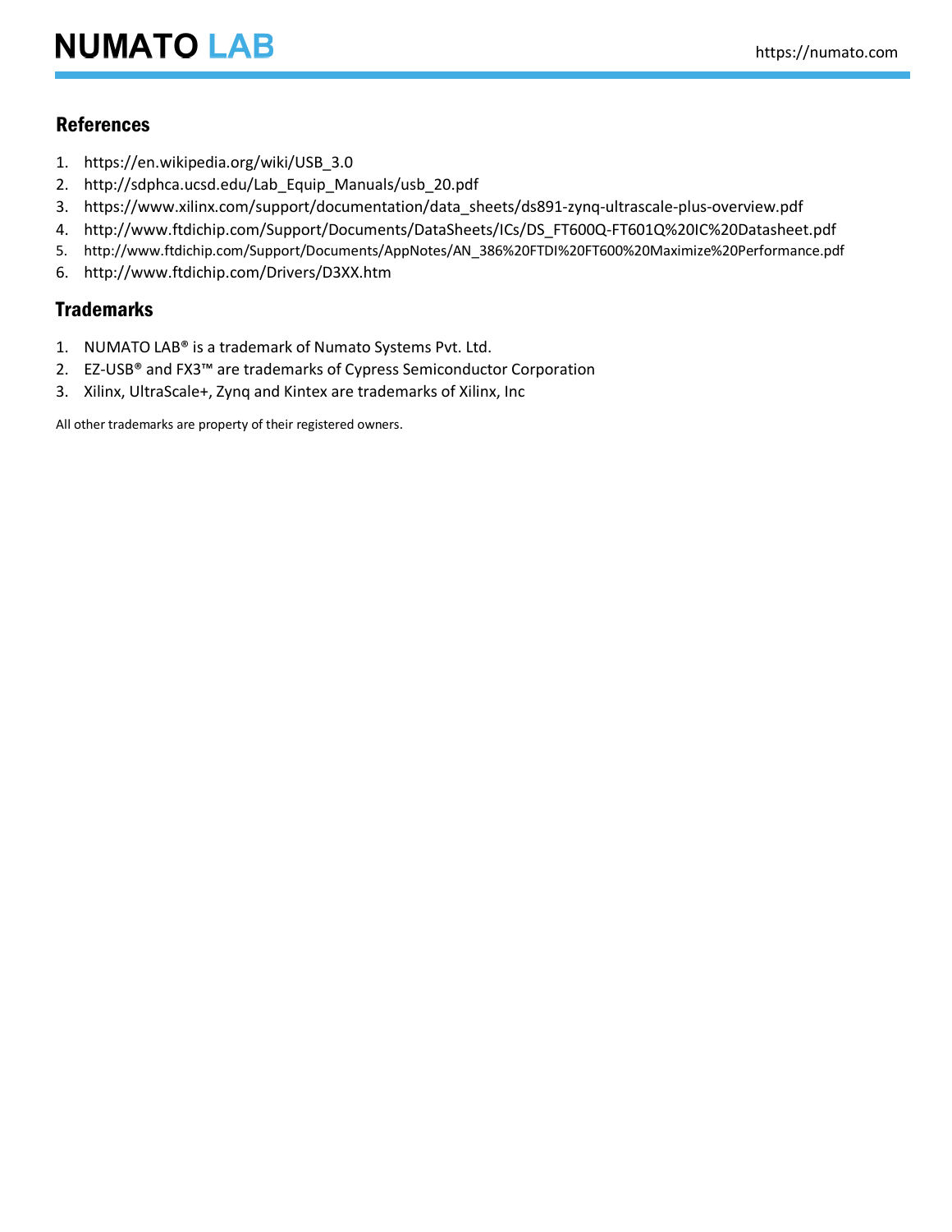## References

1. https://en.wikipedia.org/wiki/USB_3.0
2. http://sdphca.ucsd.edu/Lab_Equip_Manuals/usb_20.pdf
3. https://www.xilinx.com/support/documentation/data_sheets/ds891-zynq-ultrascale-plus-overview.pdf
4. http://www.ftdichip.com/Support/Documents/DataSheets/ICs/DS_FT600Q-FT601Q%20IC%20Datasheet.pdf
5. http://www.ftdichip.com/Support/Documents/AppNotes/AN_386%20FTDI%20FT600%20Maximize%20Performance.pdf
6. http://www.ftdichip.com/Drivers/D3XX.htm

## Trademarks

1. NUMATO LAB® is a trademark of Numato Systems Pvt. Ltd.
2. EZ-USB® and FX3™ are trademarks of Cypress Semiconductor Corporation
3. Xilinx, UltraScale+, Zynq and Kintex are trademarks of Xilinx, Inc

All other trademarks are property of their registered owners.